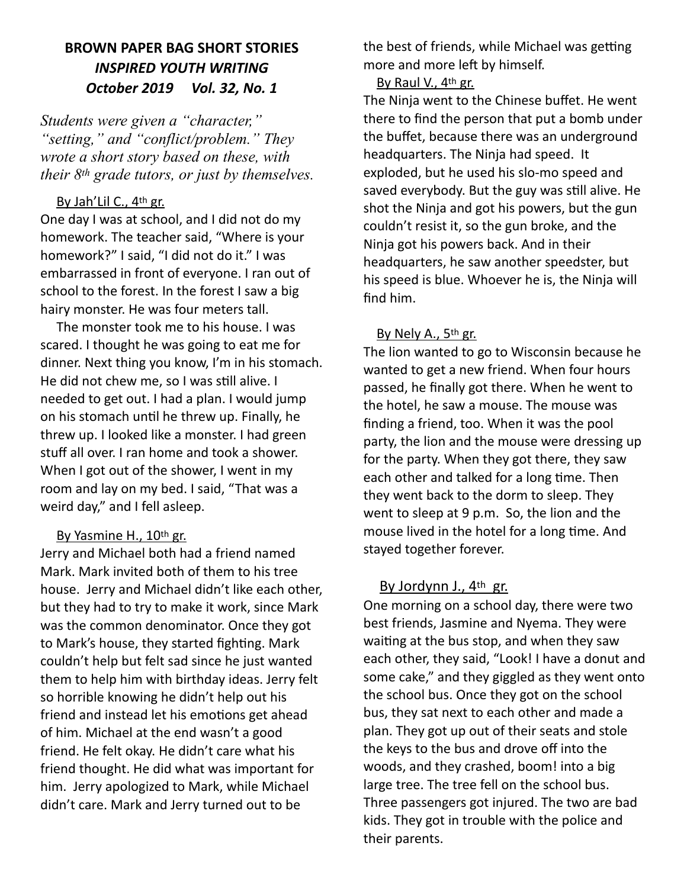**BROWN PAPER BAG SHORT STORIES**
***INSPIRED YOUTH WRITING***
***October 2019 Vol. 32, No. 1***

*Students were given a "character," "setting," and "conflict/problem." They wrote a short story based on these, with their 8th grade tutors, or just by themselves.*

By Jah'Lil C., 4th gr.

One day I was at school, and I did not do my homework. The teacher said, "Where is your homework?" I said, "I did not do it." I was embarrassed in front of everyone. I ran out of school to the forest. In the forest I saw a big hairy monster. He was four meters tall.

The monster took me to his house. I was scared. I thought he was going to eat me for dinner. Next thing you know, I'm in his stomach. He did not chew me, so I was still alive. I needed to get out. I had a plan. I would jump on his stomach until he threw up. Finally, he threw up. I looked like a monster. I had green stuff all over. I ran home and took a shower. When I got out of the shower, I went in my room and lay on my bed. I said, "That was a weird day," and I fell asleep.

By Yasmine H., 10th gr.

Jerry and Michael both had a friend named Mark. Mark invited both of them to his tree house. Jerry and Michael didn't like each other, but they had to try to make it work, since Mark was the common denominator. Once they got to Mark's house, they started fighting. Mark couldn't help but felt sad since he just wanted them to help him with birthday ideas. Jerry felt so horrible knowing he didn't help out his friend and instead let his emotions get ahead of him. Michael at the end wasn't a good friend. He felt okay. He didn't care what his friend thought. He did what was important for him. Jerry apologized to Mark, while Michael didn't care. Mark and Jerry turned out to be the best of friends, while Michael was getting more and more left by himself.

By Raul V., 4th gr.

The Ninja went to the Chinese buffet. He went there to find the person that put a bomb under the buffet, because there was an underground headquarters. The Ninja had speed. It exploded, but he used his slo-mo speed and saved everybody. But the guy was still alive. He shot the Ninja and got his powers, but the gun couldn't resist it, so the gun broke, and the Ninja got his powers back. And in their headquarters, he saw another speedster, but his speed is blue. Whoever he is, the Ninja will find him.

By Nely A., 5th gr.

The lion wanted to go to Wisconsin because he wanted to get a new friend. When four hours passed, he finally got there. When he went to the hotel, he saw a mouse. The mouse was finding a friend, too. When it was the pool party, the lion and the mouse were dressing up for the party. When they got there, they saw each other and talked for a long time. Then they went back to the dorm to sleep. They went to sleep at 9 p.m. So, the lion and the mouse lived in the hotel for a long time. And stayed together forever.

By Jordynn J., 4th gr.

One morning on a school day, there were two best friends, Jasmine and Nyema. They were waiting at the bus stop, and when they saw each other, they said, "Look! I have a donut and some cake," and they giggled as they went onto the school bus. Once they got on the school bus, they sat next to each other and made a plan. They got up out of their seats and stole the keys to the bus and drove off into the woods, and they crashed, boom! into a big large tree. The tree fell on the school bus. Three passengers got injured. The two are bad kids. They got in trouble with the police and their parents.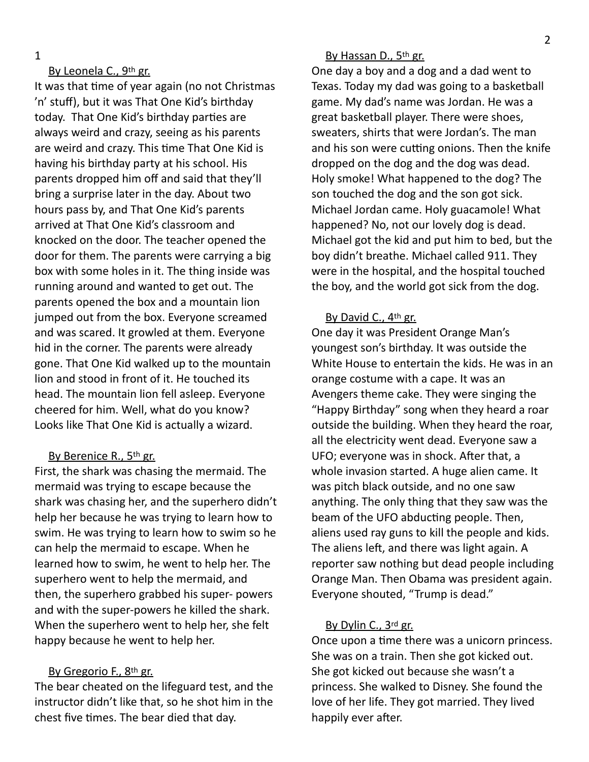By Leonela C., 9th gr.

It was that time of year again (no not Christmas 'n' stuff), but it was That One Kid's birthday today. That One Kid's birthday parties are always weird and crazy, seeing as his parents are weird and crazy. This time That One Kid is having his birthday party at his school. His parents dropped him off and said that they'll bring a surprise later in the day. About two hours pass by, and That One Kid's parents arrived at That One Kid's classroom and knocked on the door. The teacher opened the door for them. The parents were carrying a big box with some holes in it. The thing inside was running around and wanted to get out. The parents opened the box and a mountain lion jumped out from the box. Everyone screamed and was scared. It growled at them. Everyone hid in the corner. The parents were already gone. That One Kid walked up to the mountain lion and stood in front of it. He touched its head. The mountain lion fell asleep. Everyone cheered for him. Well, what do you know? Looks like That One Kid is actually a wizard.

By Berenice R., 5th gr.

First, the shark was chasing the mermaid. The mermaid was trying to escape because the shark was chasing her, and the superhero didn't help her because he was trying to learn how to swim. He was trying to learn how to swim so he can help the mermaid to escape. When he learned how to swim, he went to help her. The superhero went to help the mermaid, and then, the superhero grabbed his super- powers and with the super-powers he killed the shark. When the superhero went to help her, she felt happy because he went to help her.

By Gregorio F., 8th gr.

The bear cheated on the lifeguard test, and the instructor didn't like that, so he shot him in the chest five times. The bear died that day.

By Hassan D., 5th gr.

One day a boy and a dog and a dad went to Texas. Today my dad was going to a basketball game. My dad's name was Jordan. He was a great basketball player. There were shoes, sweaters, shirts that were Jordan's. The man and his son were cutting onions. Then the knife dropped on the dog and the dog was dead. Holy smoke! What happened to the dog? The son touched the dog and the son got sick. Michael Jordan came. Holy guacamole! What happened? No, not our lovely dog is dead. Michael got the kid and put him to bed, but the boy didn't breathe. Michael called 911. They were in the hospital, and the hospital touched the boy, and the world got sick from the dog.

By David C., 4th gr.

One day it was President Orange Man's youngest son's birthday. It was outside the White House to entertain the kids. He was in an orange costume with a cape. It was an Avengers theme cake. They were singing the "Happy Birthday" song when they heard a roar outside the building. When they heard the roar, all the electricity went dead. Everyone saw a UFO; everyone was in shock. After that, a whole invasion started. A huge alien came. It was pitch black outside, and no one saw anything. The only thing that they saw was the beam of the UFO abducting people. Then, aliens used ray guns to kill the people and kids. The aliens left, and there was light again. A reporter saw nothing but dead people including Orange Man. Then Obama was president again. Everyone shouted, "Trump is dead."

By Dylin C., 3rd gr.

Once upon a time there was a unicorn princess. She was on a train. Then she got kicked out. She got kicked out because she wasn't a princess. She walked to Disney. She found the love of her life. They got married. They lived happily ever after.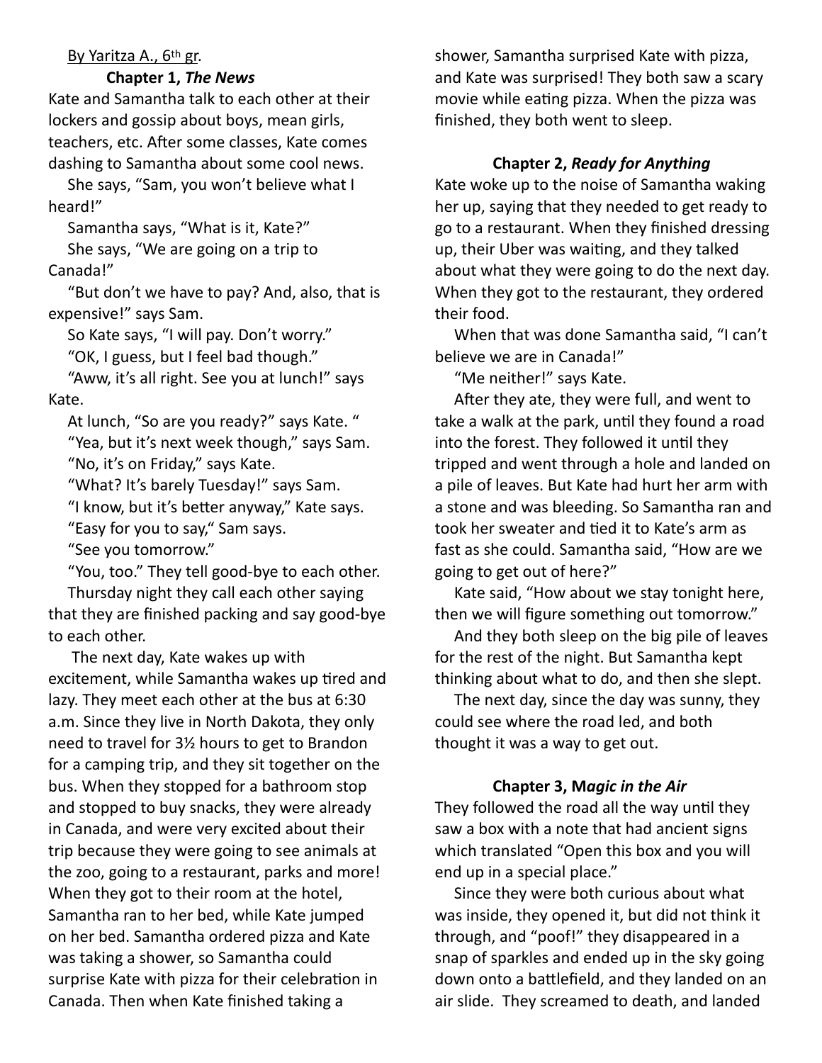By Yaritza A., 6th gr.

### Chapter 1, *The News*

Kate and Samantha talk to each other at their lockers and gossip about boys, mean girls, teachers, etc. After some classes, Kate comes dashing to Samantha about some cool news.

She says, "Sam, you won't believe what I heard!"

Samantha says, "What is it, Kate?"

She says, "We are going on a trip to Canada!"

"But don't we have to pay? And, also, that is expensive!" says Sam.

So Kate says, "I will pay. Don't worry."

"OK, I guess, but I feel bad though."

"Aww, it's all right. See you at lunch!" says Kate.

At lunch, "So are you ready?" says Kate. "

"Yea, but it's next week though," says Sam.

"No, it's on Friday," says Kate.

"What? It's barely Tuesday!" says Sam.

"I know, but it's better anyway," Kate says.

"Easy for you to say," Sam says.

"See you tomorrow."

"You, too." They tell good-bye to each other.

Thursday night they call each other saying that they are finished packing and say good-bye to each other.

The next day, Kate wakes up with excitement, while Samantha wakes up tired and lazy. They meet each other at the bus at 6:30 a.m. Since they live in North Dakota, they only need to travel for 3½ hours to get to Brandon for a camping trip, and they sit together on the bus. When they stopped for a bathroom stop and stopped to buy snacks, they were already in Canada, and were very excited about their trip because they were going to see animals at the zoo, going to a restaurant, parks and more! When they got to their room at the hotel, Samantha ran to her bed, while Kate jumped on her bed. Samantha ordered pizza and Kate was taking a shower, so Samantha could surprise Kate with pizza for their celebration in Canada. Then when Kate finished taking a shower, Samantha surprised Kate with pizza, and Kate was surprised! They both saw a scary movie while eating pizza. When the pizza was finished, they both went to sleep.

### Chapter 2, *Ready for Anything*

Kate woke up to the noise of Samantha waking her up, saying that they needed to get ready to go to a restaurant. When they finished dressing up, their Uber was waiting, and they talked about what they were going to do the next day. When they got to the restaurant, they ordered their food.

When that was done Samantha said, "I can't believe we are in Canada!"

"Me neither!" says Kate.

After they ate, they were full, and went to take a walk at the park, until they found a road into the forest. They followed it until they tripped and went through a hole and landed on a pile of leaves. But Kate had hurt her arm with a stone and was bleeding. So Samantha ran and took her sweater and tied it to Kate's arm as fast as she could. Samantha said, "How are we going to get out of here?"

Kate said, "How about we stay tonight here, then we will figure something out tomorrow."

And they both sleep on the big pile of leaves for the rest of the night. But Samantha kept thinking about what to do, and then she slept.

The next day, since the day was sunny, they could see where the road led, and both thought it was a way to get out.

### Chapter 3, M*agic in the Air*

They followed the road all the way until they saw a box with a note that had ancient signs which translated "Open this box and you will end up in a special place."

Since they were both curious about what was inside, they opened it, but did not think it through, and "poof!" they disappeared in a snap of sparkles and ended up in the sky going down onto a battlefield, and they landed on an air slide. They screamed to death, and landed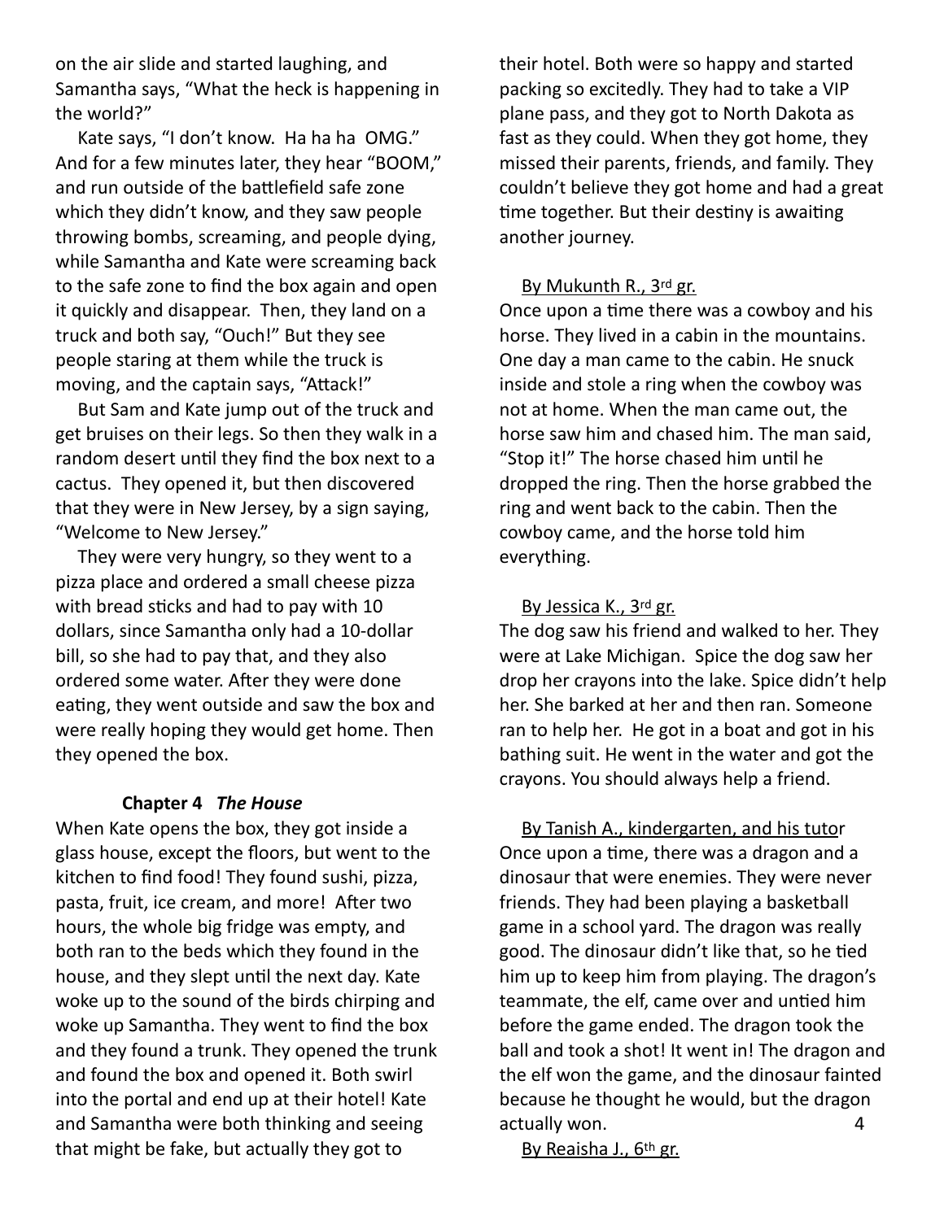on the air slide and started laughing, and Samantha says, "What the heck is happening in the world?"

Kate says, "I don't know. Ha ha ha OMG." And for a few minutes later, they hear "BOOM," and run outside of the battlefield safe zone which they didn't know, and they saw people throwing bombs, screaming, and people dying, while Samantha and Kate were screaming back to the safe zone to find the box again and open it quickly and disappear. Then, they land on a truck and both say, "Ouch!" But they see people staring at them while the truck is moving, and the captain says, "Attack!"

But Sam and Kate jump out of the truck and get bruises on their legs. So then they walk in a random desert until they find the box next to a cactus. They opened it, but then discovered that they were in New Jersey, by a sign saying, "Welcome to New Jersey."

They were very hungry, so they went to a pizza place and ordered a small cheese pizza with bread sticks and had to pay with 10 dollars, since Samantha only had a 10-dollar bill, so she had to pay that, and they also ordered some water. After they were done eating, they went outside and saw the box and were really hoping they would get home. Then they opened the box.

**Chapter 4** ***The House***

When Kate opens the box, they got inside a glass house, except the floors, but went to the kitchen to find food! They found sushi, pizza, pasta, fruit, ice cream, and more! After two hours, the whole big fridge was empty, and both ran to the beds which they found in the house, and they slept until the next day. Kate woke up to the sound of the birds chirping and woke up Samantha. They went to find the box and they found a trunk. They opened the trunk and found the box and opened it. Both swirl into the portal and end up at their hotel! Kate and Samantha were both thinking and seeing that might be fake, but actually they got to their hotel. Both were so happy and started packing so excitedly. They had to take a VIP plane pass, and they got to North Dakota as fast as they could. When they got home, they missed their parents, friends, and family. They couldn't believe they got home and had a great time together. But their destiny is awaiting another journey.

By Mukunth R., 3rd gr.

Once upon a time there was a cowboy and his horse. They lived in a cabin in the mountains. One day a man came to the cabin. He snuck inside and stole a ring when the cowboy was not at home. When the man came out, the horse saw him and chased him. The man said, "Stop it!" The horse chased him until he dropped the ring. Then the horse grabbed the ring and went back to the cabin. Then the cowboy came, and the horse told him everything.

By Jessica K., 3rd gr.

The dog saw his friend and walked to her. They were at Lake Michigan. Spice the dog saw her drop her crayons into the lake. Spice didn't help her. She barked at her and then ran. Someone ran to help her. He got in a boat and got in his bathing suit. He went in the water and got the crayons. You should always help a friend.

By Tanish A., kindergarten, and his tutor

Once upon a time, there was a dragon and a dinosaur that were enemies. They were never friends. They had been playing a basketball game in a school yard. The dragon was really good. The dinosaur didn't like that, so he tied him up to keep him from playing. The dragon's teammate, the elf, came over and untied him before the game ended. The dragon took the ball and took a shot! It went in! The dragon and the elf won the game, and the dinosaur fainted because he thought he would, but the dragon actually won.

By Reaisha J., 6th gr.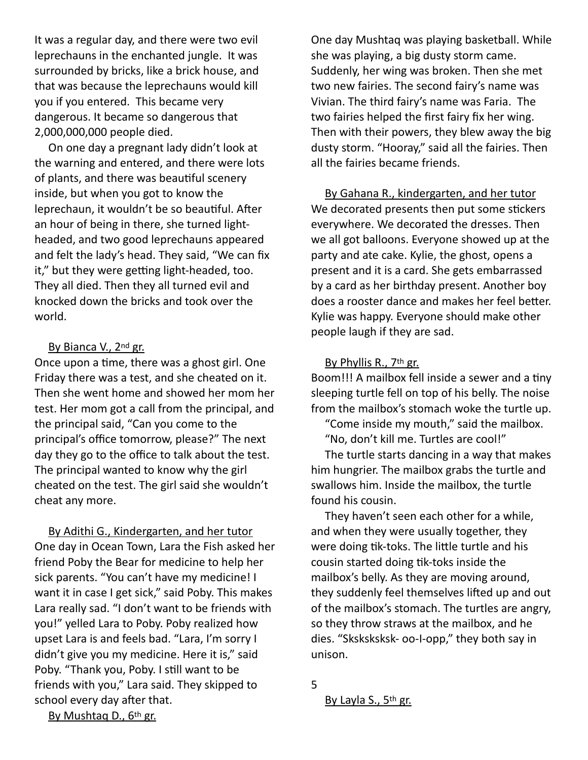It was a regular day, and there were two evil leprechauns in the enchanted jungle. It was surrounded by bricks, like a brick house, and that was because the leprechauns would kill you if you entered. This became very dangerous. It became so dangerous that 2,000,000,000 people died.

On one day a pregnant lady didn't look at the warning and entered, and there were lots of plants, and there was beautiful scenery inside, but when you got to know the leprechaun, it wouldn't be so beautiful. After an hour of being in there, she turned light-headed, and two good leprechauns appeared and felt the lady's head. They said, "We can fix it," but they were getting light-headed, too. They all died. Then they all turned evil and knocked down the bricks and took over the world.

By Bianca V., 2nd gr.

Once upon a time, there was a ghost girl. One Friday there was a test, and she cheated on it. Then she went home and showed her mom her test. Her mom got a call from the principal, and the principal said, "Can you come to the principal's office tomorrow, please?" The next day they go to the office to talk about the test. The principal wanted to know why the girl cheated on the test. The girl said she wouldn't cheat any more.

By Adithi G., Kindergarten, and her tutor

One day in Ocean Town, Lara the Fish asked her friend Poby the Bear for medicine to help her sick parents. "You can't have my medicine! I want it in case I get sick," said Poby. This makes Lara really sad. "I don't want to be friends with you!" yelled Lara to Poby. Poby realized how upset Lara is and feels bad. "Lara, I'm sorry I didn't give you my medicine. Here it is," said Poby. "Thank you, Poby. I still want to be friends with you," Lara said. They skipped to school every day after that.

By Mushtaq D., 6th gr.

One day Mushtaq was playing basketball. While she was playing, a big dusty storm came. Suddenly, her wing was broken. Then she met two new fairies. The second fairy's name was Vivian. The third fairy's name was Faria. The two fairies helped the first fairy fix her wing. Then with their powers, they blew away the big dusty storm. "Hooray," said all the fairies. Then all the fairies became friends.

By Gahana R., kindergarten, and her tutor

We decorated presents then put some stickers everywhere. We decorated the dresses. Then we all got balloons. Everyone showed up at the party and ate cake. Kylie, the ghost, opens a present and it is a card. She gets embarrassed by a card as her birthday present. Another boy does a rooster dance and makes her feel better. Kylie was happy. Everyone should make other people laugh if they are sad.

By Phyllis R., 7th gr.

Boom!!! A mailbox fell inside a sewer and a tiny sleeping turtle fell on top of his belly. The noise from the mailbox's stomach woke the turtle up.

"Come inside my mouth," said the mailbox.

"No, don't kill me. Turtles are cool!"

The turtle starts dancing in a way that makes him hungrier. The mailbox grabs the turtle and swallows him. Inside the mailbox, the turtle found his cousin.

They haven't seen each other for a while, and when they were usually together, they were doing tik-toks. The little turtle and his cousin started doing tik-toks inside the mailbox's belly. As they are moving around, they suddenly feel themselves lifted up and out of the mailbox's stomach. The turtles are angry, so they throw straws at the mailbox, and he dies. "Skskskskskk- oo-I-opp," they both say in unison.

By Layla S., 5th gr.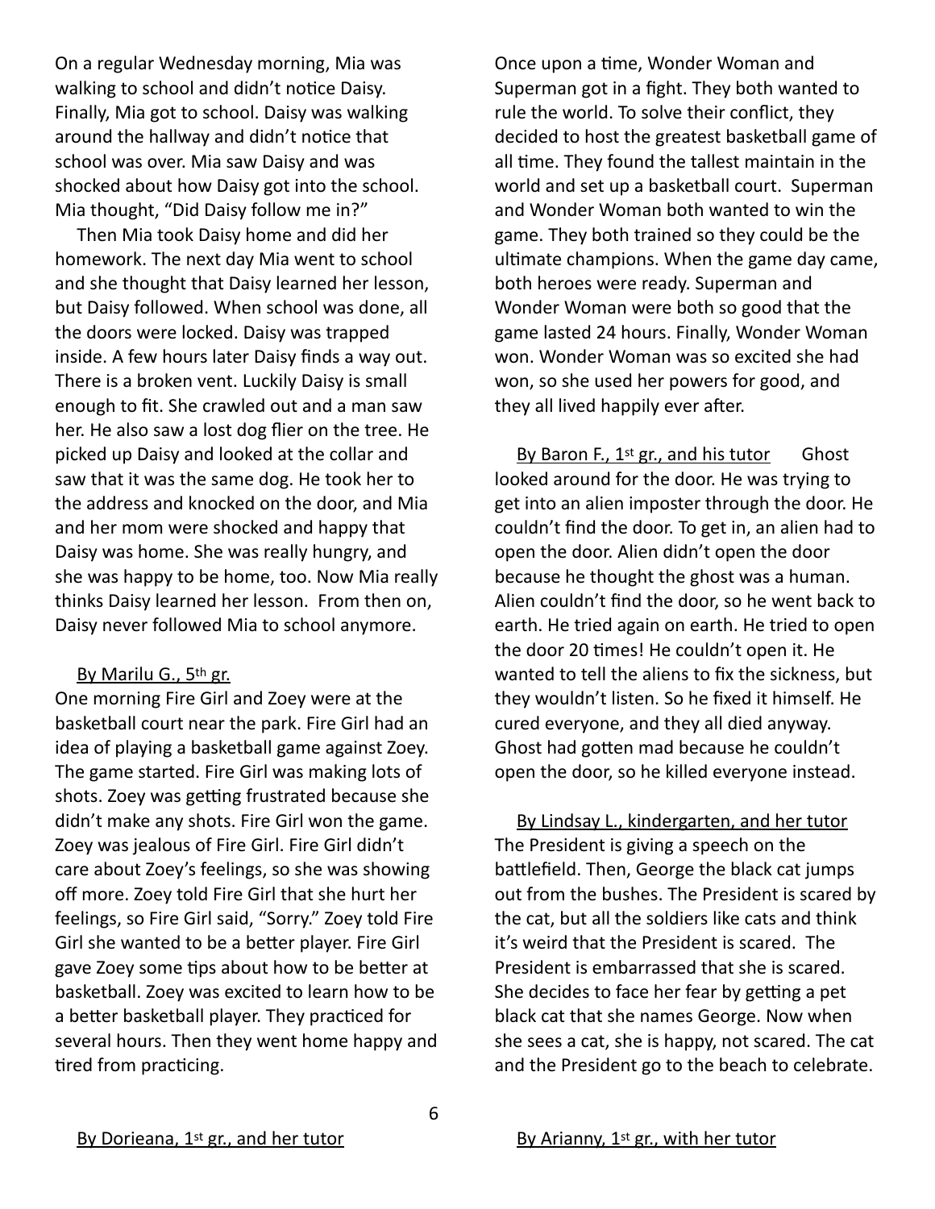On a regular Wednesday morning, Mia was walking to school and didn't notice Daisy. Finally, Mia got to school. Daisy was walking around the hallway and didn't notice that school was over. Mia saw Daisy and was shocked about how Daisy got into the school. Mia thought, "Did Daisy follow me in?"

Then Mia took Daisy home and did her homework. The next day Mia went to school and she thought that Daisy learned her lesson, but Daisy followed. When school was done, all the doors were locked. Daisy was trapped inside. A few hours later Daisy finds a way out. There is a broken vent. Luckily Daisy is small enough to fit. She crawled out and a man saw her. He also saw a lost dog flier on the tree. He picked up Daisy and looked at the collar and saw that it was the same dog. He took her to the address and knocked on the door, and Mia and her mom were shocked and happy that Daisy was home. She was really hungry, and she was happy to be home, too. Now Mia really thinks Daisy learned her lesson. From then on, Daisy never followed Mia to school anymore.

By Marilu G., 5th gr.

One morning Fire Girl and Zoey were at the basketball court near the park. Fire Girl had an idea of playing a basketball game against Zoey. The game started. Fire Girl was making lots of shots. Zoey was getting frustrated because she didn't make any shots. Fire Girl won the game. Zoey was jealous of Fire Girl. Fire Girl didn't care about Zoey's feelings, so she was showing off more. Zoey told Fire Girl that she hurt her feelings, so Fire Girl said, "Sorry." Zoey told Fire Girl she wanted to be a better player. Fire Girl gave Zoey some tips about how to be better at basketball. Zoey was excited to learn how to be a better basketball player. They practiced for several hours. Then they went home happy and tired from practicing.

By Dorieana, 1st gr., and her tutor

Once upon a time, Wonder Woman and Superman got in a fight. They both wanted to rule the world. To solve their conflict, they decided to host the greatest basketball game of all time. They found the tallest maintain in the world and set up a basketball court. Superman and Wonder Woman both wanted to win the game. They both trained so they could be the ultimate champions. When the game day came, both heroes were ready. Superman and Wonder Woman were both so good that the game lasted 24 hours. Finally, Wonder Woman won. Wonder Woman was so excited she had won, so she used her powers for good, and they all lived happily ever after.

By Baron F., 1st gr., and his tutor

Ghost looked around for the door. He was trying to get into an alien imposter through the door. He couldn't find the door. To get in, an alien had to open the door. Alien didn't open the door because he thought the ghost was a human. Alien couldn't find the door, so he went back to earth. He tried again on earth. He tried to open the door 20 times! He couldn't open it. He wanted to tell the aliens to fix the sickness, but they wouldn't listen. So he fixed it himself. He cured everyone, and they all died anyway. Ghost had gotten mad because he couldn't open the door, so he killed everyone instead.

By Lindsay L., kindergarten, and her tutor

The President is giving a speech on the battlefield. Then, George the black cat jumps out from the bushes. The President is scared by the cat, but all the soldiers like cats and think it's weird that the President is scared. The President is embarrassed that she is scared. She decides to face her fear by getting a pet black cat that she names George. Now when she sees a cat, she is happy, not scared. The cat and the President go to the beach to celebrate.

By Arianny, 1st gr., with her tutor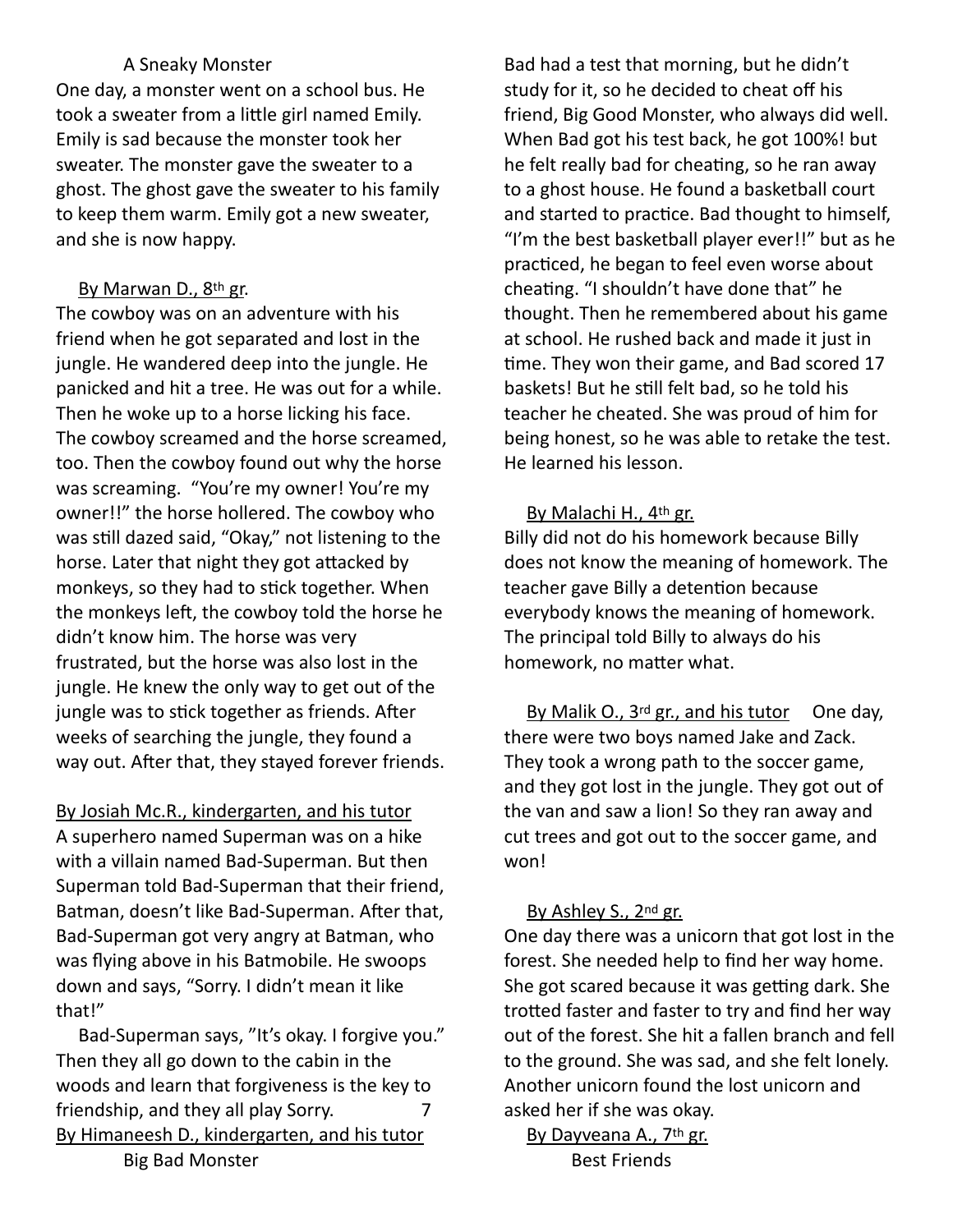A Sneaky Monster

One day, a monster went on a school bus. He took a sweater from a little girl named Emily. Emily is sad because the monster took her sweater. The monster gave the sweater to a ghost. The ghost gave the sweater to his family to keep them warm. Emily got a new sweater, and she is now happy.

By Marwan D., 8th gr.

The cowboy was on an adventure with his friend when he got separated and lost in the jungle. He wandered deep into the jungle. He panicked and hit a tree. He was out for a while. Then he woke up to a horse licking his face. The cowboy screamed and the horse screamed, too. Then the cowboy found out why the horse was screaming. "You're my owner! You're my owner!!" the horse hollered. The cowboy who was still dazed said, "Okay," not listening to the horse. Later that night they got attacked by monkeys, so they had to stick together. When the monkeys left, the cowboy told the horse he didn't know him. The horse was very frustrated, but the horse was also lost in the jungle. He knew the only way to get out of the jungle was to stick together as friends. After weeks of searching the jungle, they found a way out. After that, they stayed forever friends.

By Josiah Mc.R., kindergarten, and his tutor

A superhero named Superman was on a hike with a villain named Bad-Superman. But then Superman told Bad-Superman that their friend, Batman, doesn't like Bad-Superman. After that, Bad-Superman got very angry at Batman, who was flying above in his Batmobile. He swoops down and says, "Sorry. I didn't mean it like that!"

Bad-Superman says, "It's okay. I forgive you." Then they all go down to the cabin in the woods and learn that forgiveness is the key to friendship, and they all play Sorry.

By Himaneesh D., kindergarten, and his tutor

Big Bad Monster

Bad had a test that morning, but he didn't study for it, so he decided to cheat off his friend, Big Good Monster, who always did well. When Bad got his test back, he got 100%! but he felt really bad for cheating, so he ran away to a ghost house. He found a basketball court and started to practice. Bad thought to himself, "I'm the best basketball player ever!!" but as he practiced, he began to feel even worse about cheating. "I shouldn't have done that" he thought. Then he remembered about his game at school. He rushed back and made it just in time. They won their game, and Bad scored 17 baskets! But he still felt bad, so he told his teacher he cheated. She was proud of him for being honest, so he was able to retake the test. He learned his lesson.

By Malachi H., 4th gr.

Billy did not do his homework because Billy does not know the meaning of homework. The teacher gave Billy a detention because everybody knows the meaning of homework. The principal told Billy to always do his homework, no matter what.

By Malik O., 3rd gr., and his tutor

One day, there were two boys named Jake and Zack. They took a wrong path to the soccer game, and they got lost in the jungle. They got out of the van and saw a lion! So they ran away and cut trees and got out to the soccer game, and won!

By Ashley S., 2nd gr.

One day there was a unicorn that got lost in the forest. She needed help to find her way home. She got scared because it was getting dark. She trotted faster and faster to try and find her way out of the forest. She hit a fallen branch and fell to the ground. She was sad, and she felt lonely. Another unicorn found the lost unicorn and asked her if she was okay.

By Dayveana A., 7th gr.

Best Friends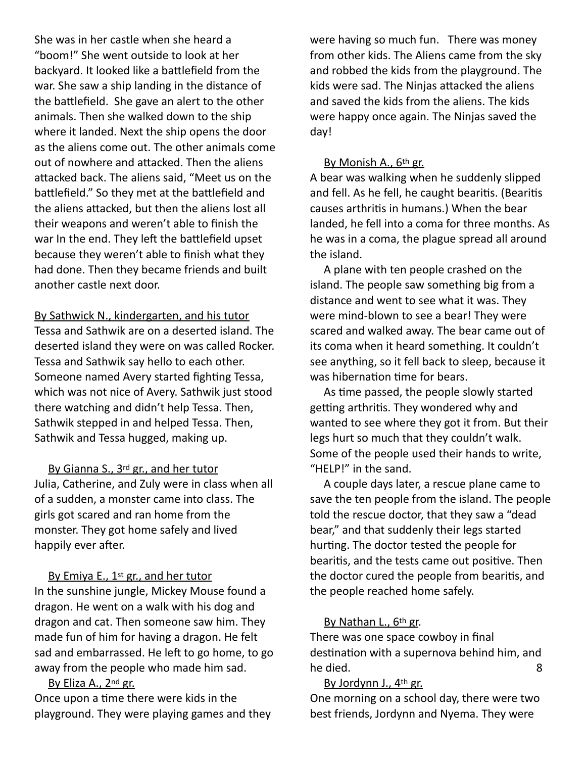She was in her castle when she heard a "boom!" She went outside to look at her backyard. It looked like a battlefield from the war. She saw a ship landing in the distance of the battlefield. She gave an alert to the other animals. Then she walked down to the ship where it landed. Next the ship opens the door as the aliens come out. The other animals come out of nowhere and attacked. Then the aliens attacked back. The aliens said, "Meet us on the battlefield." So they met at the battlefield and the aliens attacked, but then the aliens lost all their weapons and weren't able to finish the war In the end. They left the battlefield upset because they weren't able to finish what they had done. Then they became friends and built another castle next door.

By Sathwick N., kindergarten, and his tutor

Tessa and Sathwik are on a deserted island. The deserted island they were on was called Rocker. Tessa and Sathwik say hello to each other. Someone named Avery started fighting Tessa, which was not nice of Avery. Sathwik just stood there watching and didn't help Tessa. Then, Sathwik stepped in and helped Tessa. Then, Sathwik and Tessa hugged, making up.

By Gianna S., 3rd gr., and her tutor

Julia, Catherine, and Zuly were in class when all of a sudden, a monster came into class. The girls got scared and ran home from the monster. They got home safely and lived happily ever after.

By Emiya E., 1st gr., and her tutor

In the sunshine jungle, Mickey Mouse found a dragon. He went on a walk with his dog and dragon and cat. Then someone saw him. They made fun of him for having a dragon. He felt sad and embarrassed. He left to go home, to go away from the people who made him sad.

By Eliza A., 2nd gr.

Once upon a time there were kids in the playground. They were playing games and they were having so much fun. There was money from other kids. The Aliens came from the sky and robbed the kids from the playground. The kids were sad. The Ninjas attacked the aliens and saved the kids from the aliens. The kids were happy once again. The Ninjas saved the day!

By Monish A., 6th gr.

A bear was walking when he suddenly slipped and fell. As he fell, he caught bearitis. (Bearitis causes arthritis in humans.) When the bear landed, he fell into a coma for three months. As he was in a coma, the plague spread all around the island.

A plane with ten people crashed on the island. The people saw something big from a distance and went to see what it was. They were mind-blown to see a bear! They were scared and walked away. The bear came out of its coma when it heard something. It couldn't see anything, so it fell back to sleep, because it was hibernation time for bears.

As time passed, the people slowly started getting arthritis. They wondered why and wanted to see where they got it from. But their legs hurt so much that they couldn't walk. Some of the people used their hands to write, "HELP!" in the sand.

A couple days later, a rescue plane came to save the ten people from the island. The people told the rescue doctor, that they saw a "dead bear," and that suddenly their legs started hurting. The doctor tested the people for bearitis, and the tests came out positive. Then the doctor cured the people from bearitis, and the people reached home safely.

By Nathan L., 6th gr.

There was one space cowboy in final destination with a supernova behind him, and he died.

By Jordynn J., 4th gr.

One morning on a school day, there were two best friends, Jordynn and Nyema. They were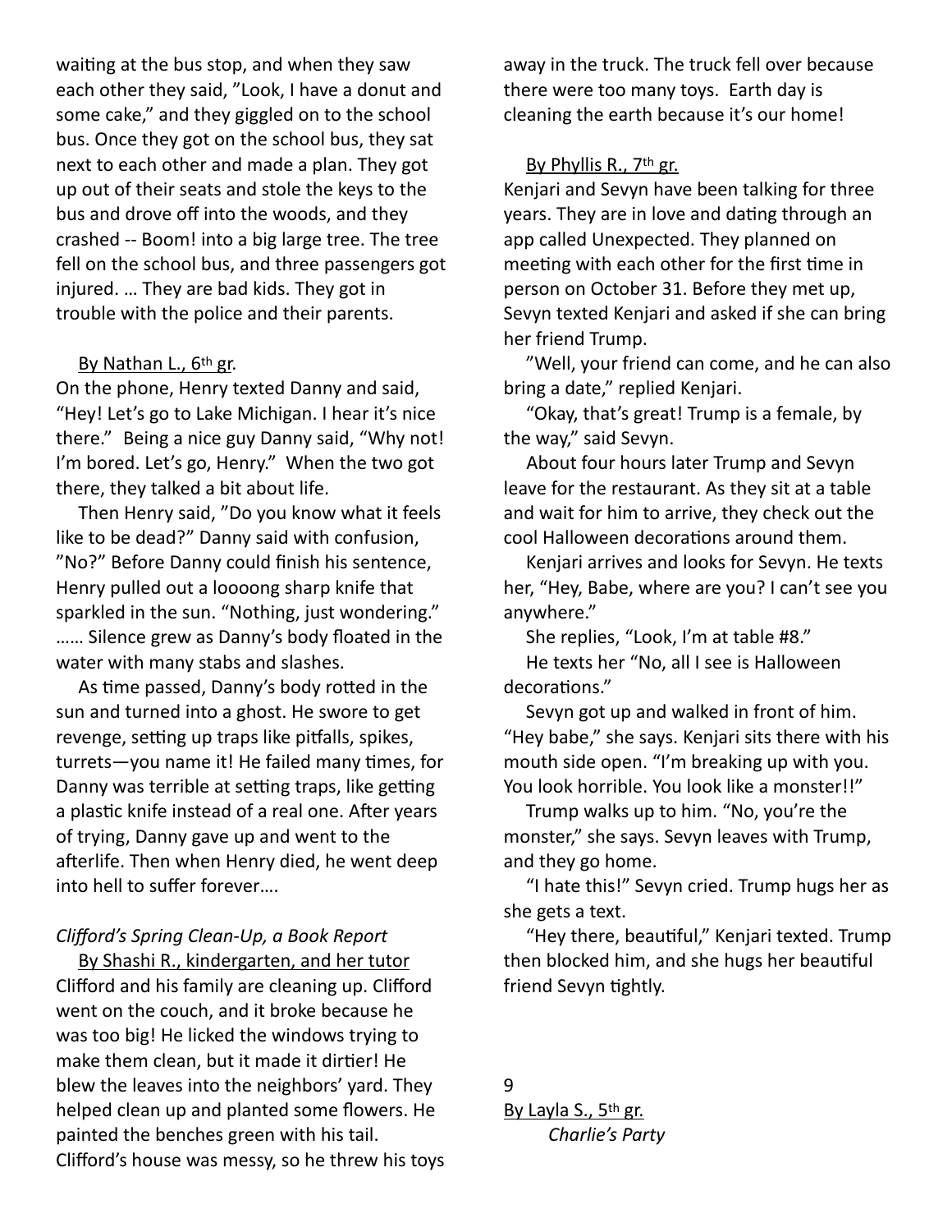waiting at the bus stop, and when they saw each other they said, "Look, I have a donut and some cake," and they giggled on to the school bus. Once they got on the school bus, they sat next to each other and made a plan. They got up out of their seats and stole the keys to the bus and drove off into the woods, and they crashed -- Boom! into a big large tree. The tree fell on the school bus, and three passengers got injured. … They are bad kids. They got in trouble with the police and their parents.

By Nathan L., 6th gr.

On the phone, Henry texted Danny and said, "Hey! Let's go to Lake Michigan. I hear it's nice there." Being a nice guy Danny said, "Why not! I'm bored. Let's go, Henry." When the two got there, they talked a bit about life.

Then Henry said, "Do you know what it feels like to be dead?" Danny said with confusion, "No?" Before Danny could finish his sentence, Henry pulled out a loooong sharp knife that sparkled in the sun. "Nothing, just wondering." …… Silence grew as Danny's body floated in the water with many stabs and slashes.

As time passed, Danny's body rotted in the sun and turned into a ghost. He swore to get revenge, setting up traps like pitfalls, spikes, turrets—you name it! He failed many times, for Danny was terrible at setting traps, like getting a plastic knife instead of a real one. After years of trying, Danny gave up and went to the afterlife. Then when Henry died, he went deep into hell to suffer forever….

*Clifford's Spring Clean-Up, a Book Report*

By Shashi R., kindergarten, and her tutor

Clifford and his family are cleaning up. Clifford went on the couch, and it broke because he was too big! He licked the windows trying to make them clean, but it made it dirtier! He blew the leaves into the neighbors' yard. They helped clean up and planted some flowers. He painted the benches green with his tail. Clifford's house was messy, so he threw his toys away in the truck. The truck fell over because there were too many toys. Earth day is cleaning the earth because it's our home!

By Phyllis R., 7th gr.

Kenjari and Sevyn have been talking for three years. They are in love and dating through an app called Unexpected. They planned on meeting with each other for the first time in person on October 31. Before they met up, Sevyn texted Kenjari and asked if she can bring her friend Trump.

"Well, your friend can come, and he can also bring a date," replied Kenjari.

"Okay, that's great! Trump is a female, by the way," said Sevyn.

About four hours later Trump and Sevyn leave for the restaurant. As they sit at a table and wait for him to arrive, they check out the cool Halloween decorations around them.

Kenjari arrives and looks for Sevyn. He texts her, "Hey, Babe, where are you? I can't see you anywhere."

She replies, "Look, I'm at table #8."

He texts her "No, all I see is Halloween decorations."

Sevyn got up and walked in front of him. "Hey babe," she says. Kenjari sits there with his mouth side open. "I'm breaking up with you. You look horrible. You look like a monster!!"

Trump walks up to him. "No, you're the monster," she says. Sevyn leaves with Trump, and they go home.

"I hate this!" Sevyn cried. Trump hugs her as she gets a text.

"Hey there, beautiful," Kenjari texted. Trump then blocked him, and she hugs her beautiful friend Sevyn tightly.

By Layla S., 5th gr.

*Charlie's Party*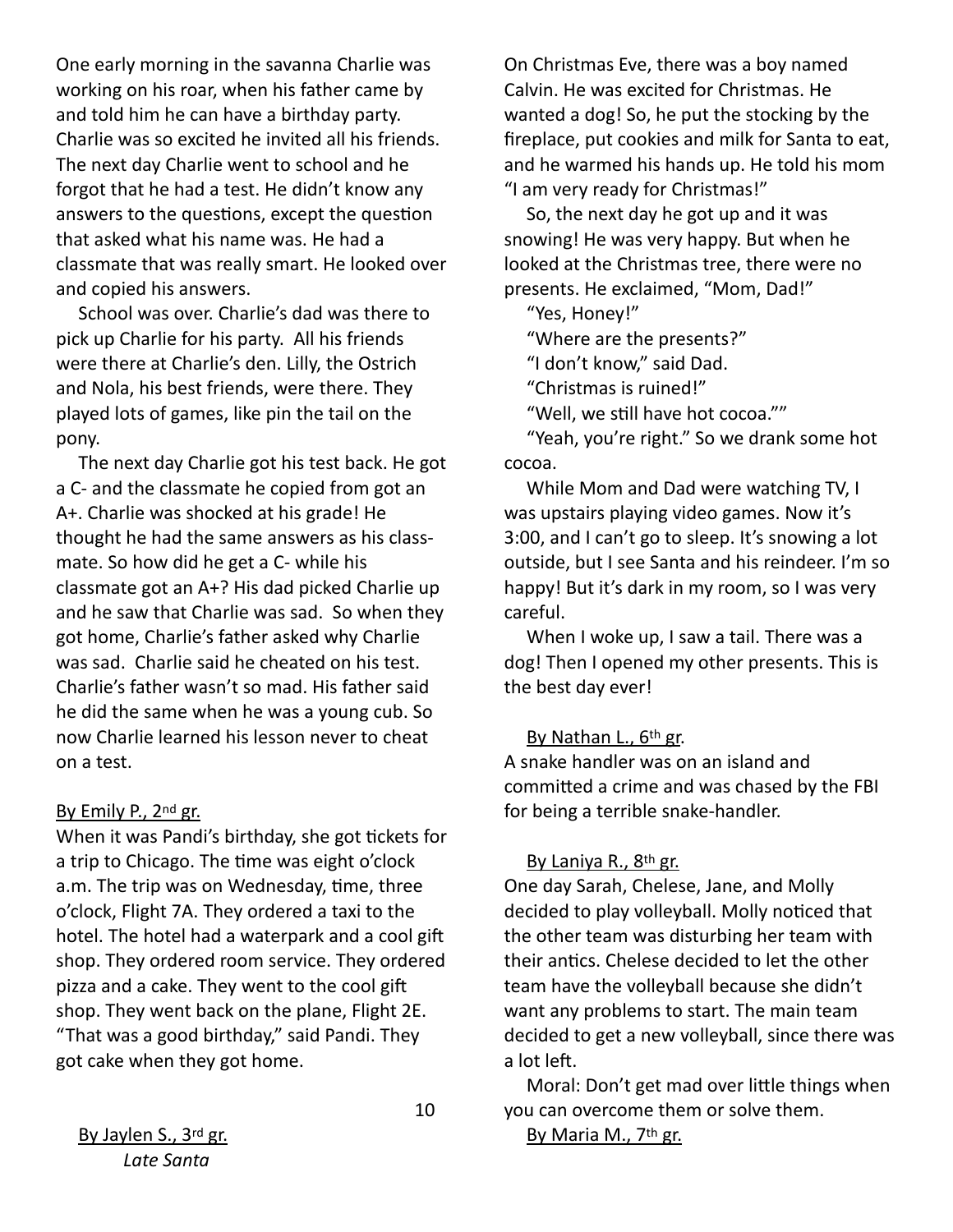One early morning in the savanna Charlie was working on his roar, when his father came by and told him he can have a birthday party. Charlie was so excited he invited all his friends. The next day Charlie went to school and he forgot that he had a test. He didn't know any answers to the questions, except the question that asked what his name was. He had a classmate that was really smart. He looked over and copied his answers.

School was over. Charlie's dad was there to pick up Charlie for his party. All his friends were there at Charlie's den. Lilly, the Ostrich and Nola, his best friends, were there. They played lots of games, like pin the tail on the pony.

The next day Charlie got his test back. He got a C- and the classmate he copied from got an A+. Charlie was shocked at his grade! He thought he had the same answers as his classmate. So how did he get a C- while his classmate got an A+? His dad picked Charlie up and he saw that Charlie was sad. So when they got home, Charlie's father asked why Charlie was sad. Charlie said he cheated on his test. Charlie's father wasn't so mad. His father said he did the same when he was a young cub. So now Charlie learned his lesson never to cheat on a test.

By Emily P., 2nd gr.

When it was Pandi's birthday, she got tickets for a trip to Chicago. The time was eight o'clock a.m. The trip was on Wednesday, time, three o'clock, Flight 7A. They ordered a taxi to the hotel. The hotel had a waterpark and a cool gift shop. They ordered room service. They ordered pizza and a cake. They went to the cool gift shop. They went back on the plane, Flight 2E. "That was a good birthday," said Pandi. They got cake when they got home.

By Jaylen S., 3rd gr.

*Late Santa*

On Christmas Eve, there was a boy named Calvin. He was excited for Christmas. He wanted a dog! So, he put the stocking by the fireplace, put cookies and milk for Santa to eat, and he warmed his hands up. He told his mom "I am very ready for Christmas!"

So, the next day he got up and it was snowing! He was very happy. But when he looked at the Christmas tree, there were no presents. He exclaimed, "Mom, Dad!"

"Yes, Honey!"

"Where are the presents?"

"I don't know," said Dad.

"Christmas is ruined!"

"Well, we still have hot cocoa.""

"Yeah, you're right." So we drank some hot cocoa.

While Mom and Dad were watching TV, I was upstairs playing video games. Now it's 3:00, and I can't go to sleep. It's snowing a lot outside, but I see Santa and his reindeer. I'm so happy! But it's dark in my room, so I was very careful.

When I woke up, I saw a tail. There was a dog! Then I opened my other presents. This is the best day ever!

By Nathan L., 6th gr.

A snake handler was on an island and committed a crime and was chased by the FBI for being a terrible snake-handler.

By Laniya R., 8th gr.

One day Sarah, Chelese, Jane, and Molly decided to play volleyball. Molly noticed that the other team was disturbing her team with their antics. Chelese decided to let the other team have the volleyball because she didn't want any problems to start. The main team decided to get a new volleyball, since there was a lot left.

Moral: Don't get mad over little things when you can overcome them or solve them.

By Maria M., 7th gr.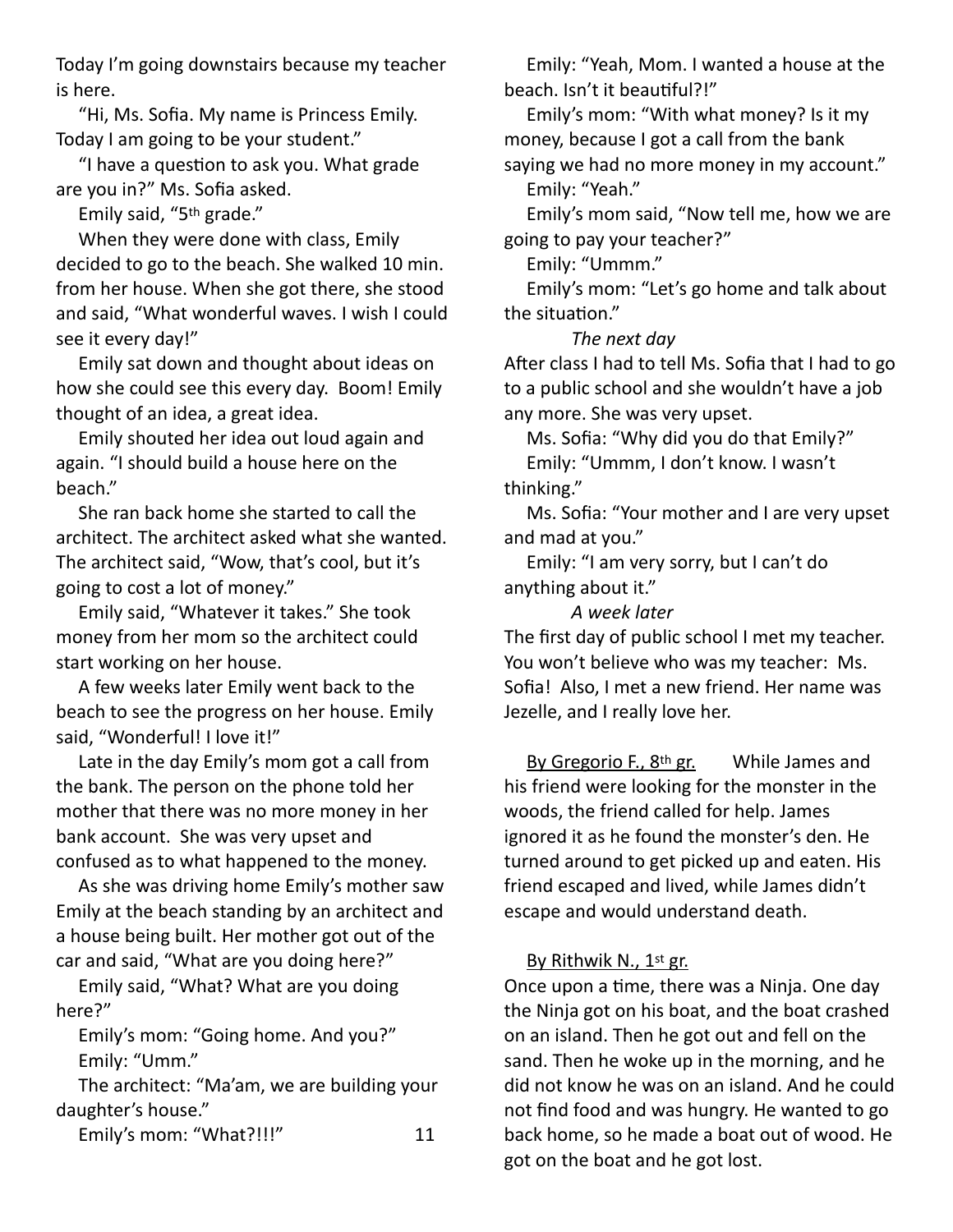Today I'm going downstairs because my teacher is here.

"Hi, Ms. Sofia. My name is Princess Emily. Today I am going to be your student."

"I have a question to ask you. What grade are you in?" Ms. Sofia asked.

Emily said, "5th grade."

When they were done with class, Emily decided to go to the beach. She walked 10 min. from her house. When she got there, she stood and said, "What wonderful waves. I wish I could see it every day!"

Emily sat down and thought about ideas on how she could see this every day. Boom! Emily thought of an idea, a great idea.

Emily shouted her idea out loud again and again. "I should build a house here on the beach."

She ran back home she started to call the architect. The architect asked what she wanted. The architect said, "Wow, that's cool, but it's going to cost a lot of money."

Emily said, "Whatever it takes." She took money from her mom so the architect could start working on her house.

A few weeks later Emily went back to the beach to see the progress on her house. Emily said, "Wonderful! I love it!"

Late in the day Emily's mom got a call from the bank. The person on the phone told her mother that there was no more money in her bank account. She was very upset and confused as to what happened to the money.

As she was driving home Emily's mother saw Emily at the beach standing by an architect and a house being built. Her mother got out of the car and said, "What are you doing here?"

Emily said, "What? What are you doing here?"

Emily's mom: "Going home. And you?"

Emily: "Umm."

The architect: "Ma'am, we are building your daughter's house."

Emily's mom: "What?!!!"

Emily: "Yeah, Mom. I wanted a house at the beach. Isn't it beautiful?!"

Emily's mom: "With what money? Is it my money, because I got a call from the bank saying we had no more money in my account."

Emily: "Yeah."

Emily's mom said, "Now tell me, how we are going to pay your teacher?"

Emily: "Ummm."

Emily's mom: "Let's go home and talk about the situation."

*The next day*

After class I had to tell Ms. Sofia that I had to go to a public school and she wouldn't have a job any more. She was very upset.

Ms. Sofia: "Why did you do that Emily?"

Emily: "Ummm, I don't know. I wasn't thinking."

Ms. Sofia: "Your mother and I are very upset and mad at you."

Emily: "I am very sorry, but I can't do anything about it."

*A week later*

The first day of public school I met my teacher. You won't believe who was my teacher: Ms. Sofia! Also, I met a new friend. Her name was Jezelle, and I really love her.

By Gregorio F., 8th gr. While James and his friend were looking for the monster in the woods, the friend called for help. James ignored it as he found the monster's den. He turned around to get picked up and eaten. His friend escaped and lived, while James didn't escape and would understand death.

By Rithwik N., 1st gr.

Once upon a time, there was a Ninja. One day the Ninja got on his boat, and the boat crashed on an island. Then he got out and fell on the sand. Then he woke up in the morning, and he did not know he was on an island. And he could not find food and was hungry. He wanted to go back home, so he made a boat out of wood. He got on the boat and he got lost.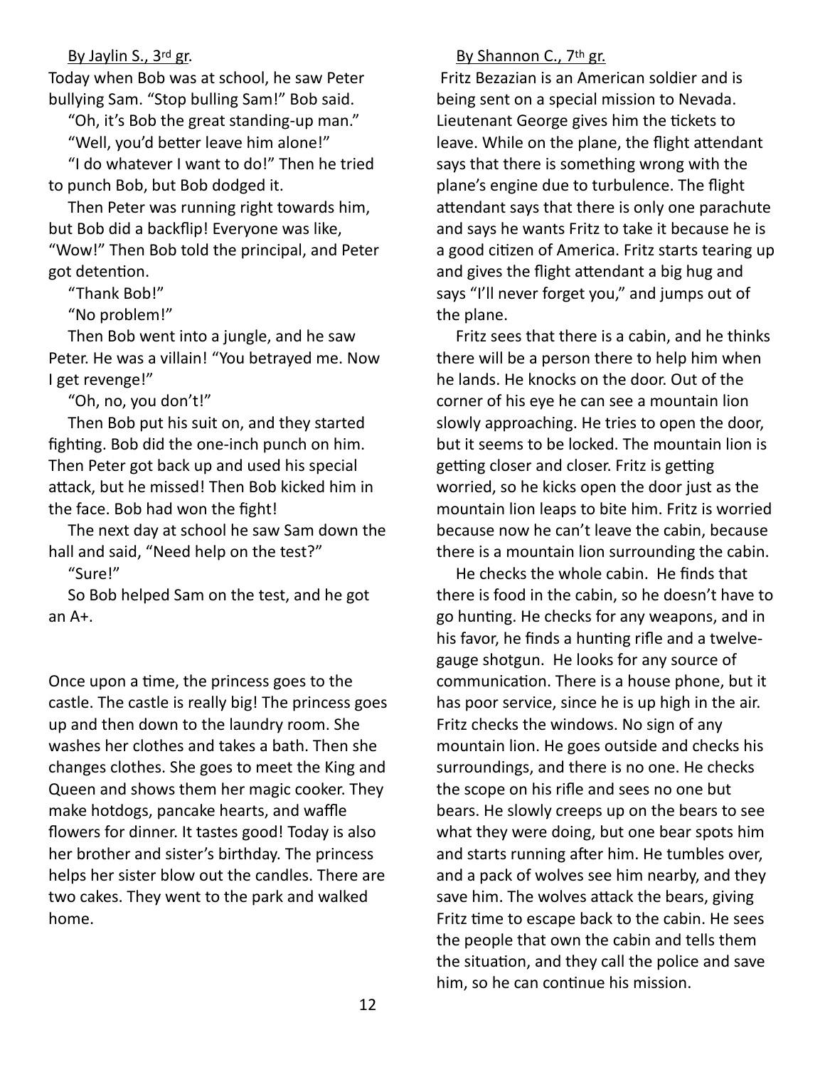By Jaylin S., 3rd gr.

Today when Bob was at school, he saw Peter bullying Sam. "Stop bulling Sam!" Bob said.

"Oh, it's Bob the great standing-up man."

"Well, you'd better leave him alone!"

"I do whatever I want to do!" Then he tried to punch Bob, but Bob dodged it.

Then Peter was running right towards him, but Bob did a backflip! Everyone was like, "Wow!" Then Bob told the principal, and Peter got detention.

"Thank Bob!"

"No problem!"

Then Bob went into a jungle, and he saw Peter. He was a villain! "You betrayed me. Now I get revenge!"

"Oh, no, you don't!"

Then Bob put his suit on, and they started fighting. Bob did the one-inch punch on him. Then Peter got back up and used his special attack, but he missed! Then Bob kicked him in the face. Bob had won the fight!

The next day at school he saw Sam down the hall and said, "Need help on the test?"

"Sure!"

So Bob helped Sam on the test, and he got an A+.

Once upon a time, the princess goes to the castle. The castle is really big! The princess goes up and then down to the laundry room. She washes her clothes and takes a bath. Then she changes clothes. She goes to meet the King and Queen and shows them her magic cooker. They make hotdogs, pancake hearts, and waffle flowers for dinner. It tastes good! Today is also her brother and sister's birthday. The princess helps her sister blow out the candles. There are two cakes. They went to the park and walked home.

By Shannon C., 7th gr.

Fritz Bezazian is an American soldier and is being sent on a special mission to Nevada. Lieutenant George gives him the tickets to leave. While on the plane, the flight attendant says that there is something wrong with the plane's engine due to turbulence. The flight attendant says that there is only one parachute and says he wants Fritz to take it because he is a good citizen of America. Fritz starts tearing up and gives the flight attendant a big hug and says "I'll never forget you," and jumps out of the plane.

Fritz sees that there is a cabin, and he thinks there will be a person there to help him when he lands. He knocks on the door. Out of the corner of his eye he can see a mountain lion slowly approaching. He tries to open the door, but it seems to be locked. The mountain lion is getting closer and closer. Fritz is getting worried, so he kicks open the door just as the mountain lion leaps to bite him. Fritz is worried because now he can't leave the cabin, because there is a mountain lion surrounding the cabin.

He checks the whole cabin. He finds that there is food in the cabin, so he doesn't have to go hunting. He checks for any weapons, and in his favor, he finds a hunting rifle and a twelve-gauge shotgun. He looks for any source of communication. There is a house phone, but it has poor service, since he is up high in the air. Fritz checks the windows. No sign of any mountain lion. He goes outside and checks his surroundings, and there is no one. He checks the scope on his rifle and sees no one but bears. He slowly creeps up on the bears to see what they were doing, but one bear spots him and starts running after him. He tumbles over, and a pack of wolves see him nearby, and they save him. The wolves attack the bears, giving Fritz time to escape back to the cabin. He sees the people that own the cabin and tells them the situation, and they call the police and save him, so he can continue his mission.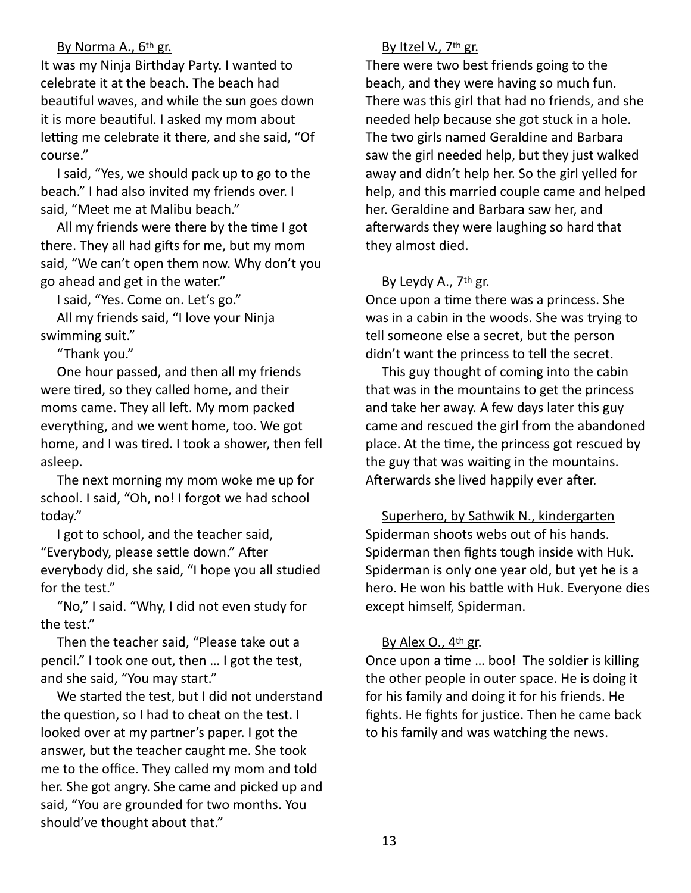By Norma A., 6th gr.

It was my Ninja Birthday Party. I wanted to celebrate it at the beach. The beach had beautiful waves, and while the sun goes down it is more beautiful. I asked my mom about letting me celebrate it there, and she said, "Of course."

I said, "Yes, we should pack up to go to the beach." I had also invited my friends over. I said, "Meet me at Malibu beach."

All my friends were there by the time I got there. They all had gifts for me, but my mom said, "We can't open them now. Why don't you go ahead and get in the water."

I said, "Yes. Come on. Let's go."

All my friends said, "I love your Ninja swimming suit."

"Thank you."

One hour passed, and then all my friends were tired, so they called home, and their moms came. They all left. My mom packed everything, and we went home, too. We got home, and I was tired. I took a shower, then fell asleep.

The next morning my mom woke me up for school. I said, "Oh, no! I forgot we had school today."

I got to school, and the teacher said, "Everybody, please settle down." After everybody did, she said, "I hope you all studied for the test."

"No," I said. "Why, I did not even study for the test."

Then the teacher said, "Please take out a pencil." I took one out, then … I got the test, and she said, "You may start."

We started the test, but I did not understand the question, so I had to cheat on the test. I looked over at my partner's paper. I got the answer, but the teacher caught me. She took me to the office. They called my mom and told her. She got angry. She came and picked up and said, "You are grounded for two months. You should've thought about that."

By Itzel V., 7th gr.

There were two best friends going to the beach, and they were having so much fun. There was this girl that had no friends, and she needed help because she got stuck in a hole. The two girls named Geraldine and Barbara saw the girl needed help, but they just walked away and didn't help her. So the girl yelled for help, and this married couple came and helped her. Geraldine and Barbara saw her, and afterwards they were laughing so hard that they almost died.

By Leydy A., 7th gr.

Once upon a time there was a princess. She was in a cabin in the woods. She was trying to tell someone else a secret, but the person didn't want the princess to tell the secret.

This guy thought of coming into the cabin that was in the mountains to get the princess and take her away. A few days later this guy came and rescued the girl from the abandoned place. At the time, the princess got rescued by the guy that was waiting in the mountains. Afterwards she lived happily ever after.

Superhero, by Sathwik N., kindergarten

Spiderman shoots webs out of his hands. Spiderman then fights tough inside with Huk. Spiderman is only one year old, but yet he is a hero. He won his battle with Huk. Everyone dies except himself, Spiderman.

By Alex O., 4th gr.

Once upon a time … boo! The soldier is killing the other people in outer space. He is doing it for his family and doing it for his friends. He fights. He fights for justice. Then he came back to his family and was watching the news.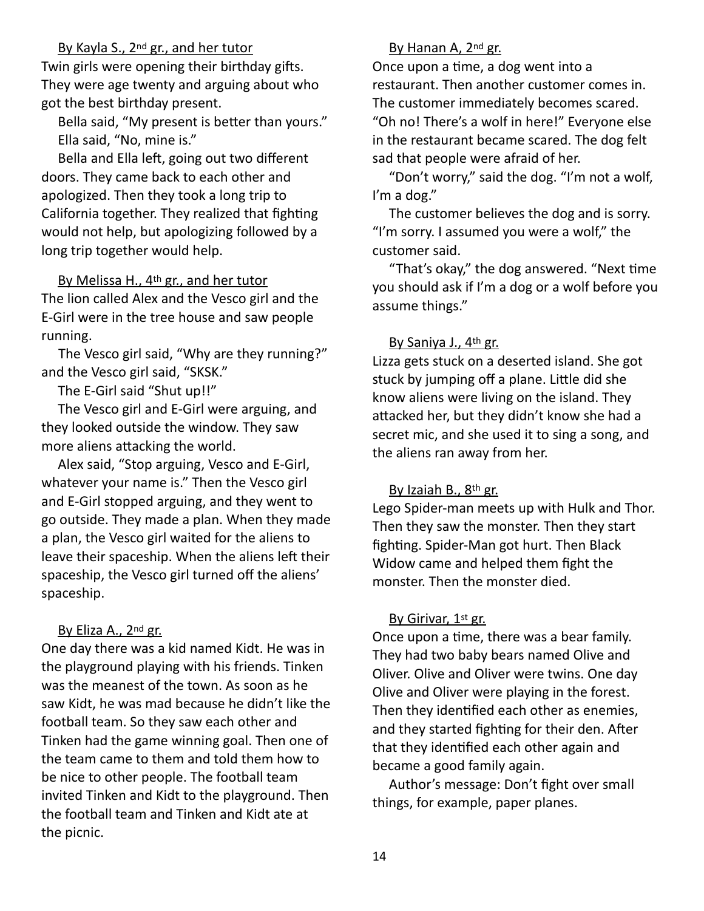By Kayla S., 2nd gr., and her tutor

Twin girls were opening their birthday gifts. They were age twenty and arguing about who got the best birthday present.

Bella said, "My present is better than yours."

Ella said, "No, mine is."

Bella and Ella left, going out two different doors. They came back to each other and apologized. Then they took a long trip to California together. They realized that fighting would not help, but apologizing followed by a long trip together would help.

By Melissa H., 4th gr., and her tutor

The lion called Alex and the Vesco girl and the E-Girl were in the tree house and saw people running.

The Vesco girl said, "Why are they running?" and the Vesco girl said, "SKSK."

The E-Girl said "Shut up!!"

The Vesco girl and E-Girl were arguing, and they looked outside the window. They saw more aliens attacking the world.

Alex said, "Stop arguing, Vesco and E-Girl, whatever your name is." Then the Vesco girl and E-Girl stopped arguing, and they went to go outside. They made a plan. When they made a plan, the Vesco girl waited for the aliens to leave their spaceship. When the aliens left their spaceship, the Vesco girl turned off the aliens' spaceship.

By Eliza A., 2nd gr.

One day there was a kid named Kidt. He was in the playground playing with his friends. Tinken was the meanest of the town. As soon as he saw Kidt, he was mad because he didn't like the football team. So they saw each other and Tinken had the game winning goal. Then one of the team came to them and told them how to be nice to other people. The football team invited Tinken and Kidt to the playground. Then the football team and Tinken and Kidt ate at the picnic.

By Hanan A, 2nd gr.

Once upon a time, a dog went into a restaurant. Then another customer comes in. The customer immediately becomes scared. "Oh no! There's a wolf in here!" Everyone else in the restaurant became scared. The dog felt sad that people were afraid of her.

"Don't worry," said the dog. "I'm not a wolf, I'm a dog."

The customer believes the dog and is sorry. "I'm sorry. I assumed you were a wolf," the customer said.

"That's okay," the dog answered. "Next time you should ask if I'm a dog or a wolf before you assume things."

By Saniya J., 4th gr.

Lizza gets stuck on a deserted island. She got stuck by jumping off a plane. Little did she know aliens were living on the island. They attacked her, but they didn't know she had a secret mic, and she used it to sing a song, and the aliens ran away from her.

By Izaiah B., 8th gr.

Lego Spider-man meets up with Hulk and Thor. Then they saw the monster. Then they start fighting. Spider-Man got hurt. Then Black Widow came and helped them fight the monster. Then the monster died.

By Girivar, 1st gr.

Once upon a time, there was a bear family. They had two baby bears named Olive and Oliver. Olive and Oliver were twins. One day Olive and Oliver were playing in the forest. Then they identified each other as enemies, and they started fighting for their den. After that they identified each other again and became a good family again.

Author's message: Don't fight over small things, for example, paper planes.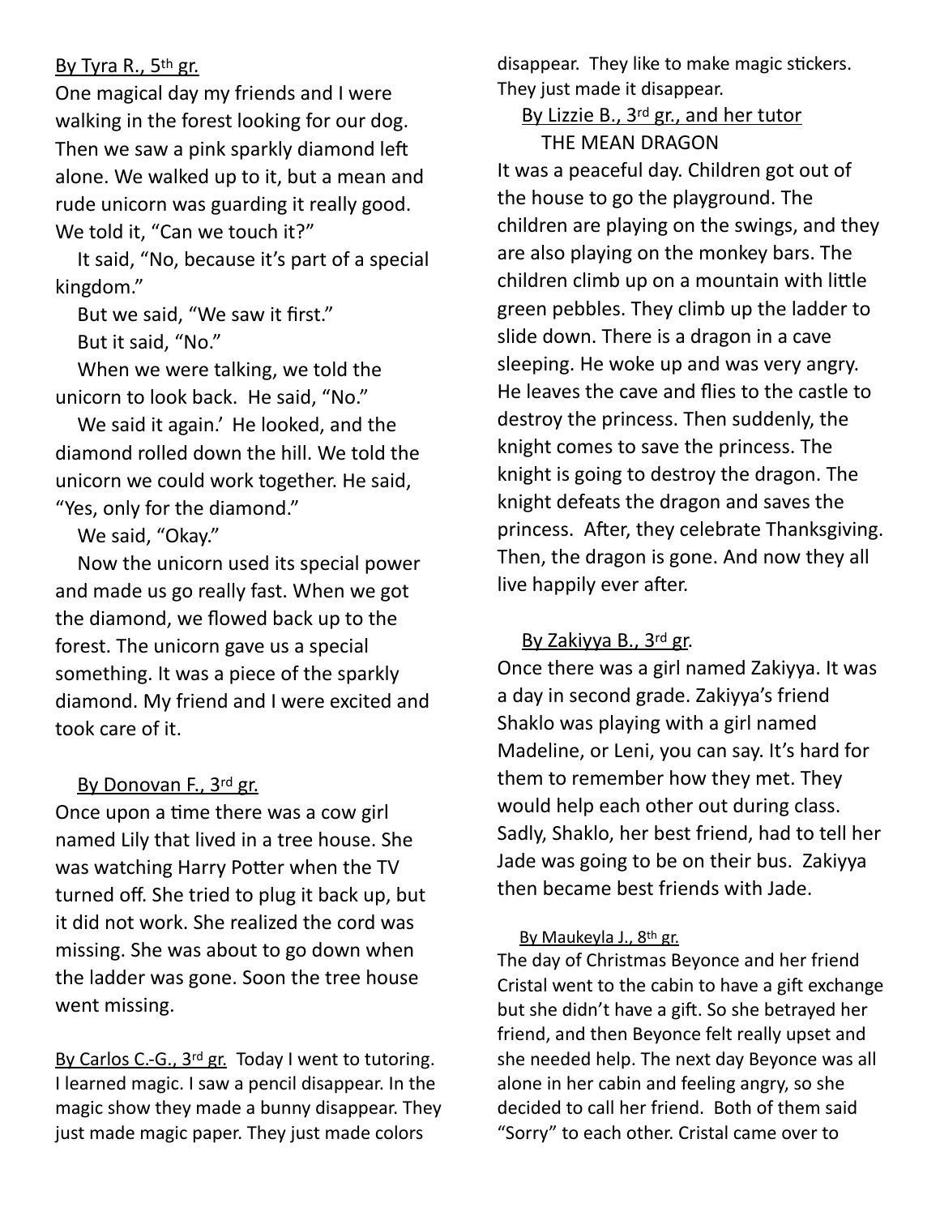By Tyra R., 5th gr.

One magical day my friends and I were walking in the forest looking for our dog. Then we saw a pink sparkly diamond left alone. We walked up to it, but a mean and rude unicorn was guarding it really good. We told it, "Can we touch it?"

It said, "No, because it's part of a special kingdom."

But we said, "We saw it first."

But it said, "No."

When we were talking, we told the unicorn to look back. He said, "No."

We said it again.' He looked, and the diamond rolled down the hill. We told the unicorn we could work together. He said, "Yes, only for the diamond."

We said, "Okay."

Now the unicorn used its special power and made us go really fast. When we got the diamond, we flowed back up to the forest. The unicorn gave us a special something. It was a piece of the sparkly diamond. My friend and I were excited and took care of it.

By Donovan F., 3rd gr.

Once upon a time there was a cow girl named Lily that lived in a tree house. She was watching Harry Potter when the TV turned off. She tried to plug it back up, but it did not work. She realized the cord was missing. She was about to go down when the ladder was gone. Soon the tree house went missing.

By Carlos C.-G., 3rd gr. Today I went to tutoring. I learned magic. I saw a pencil disappear. In the magic show they made a bunny disappear. They just made magic paper. They just made colors disappear. They like to make magic stickers. They just made it disappear.

By Lizzie B., 3rd gr., and her tutor

THE MEAN DRAGON

It was a peaceful day. Children got out of the house to go the playground. The children are playing on the swings, and they are also playing on the monkey bars. The children climb up on a mountain with little green pebbles. They climb up the ladder to slide down. There is a dragon in a cave sleeping. He woke up and was very angry. He leaves the cave and flies to the castle to destroy the princess. Then suddenly, the knight comes to save the princess. The knight is going to destroy the dragon. The knight defeats the dragon and saves the princess. After, they celebrate Thanksgiving. Then, the dragon is gone. And now they all live happily ever after.

By Zakiyya B., 3rd gr.

Once there was a girl named Zakiyya. It was a day in second grade. Zakiyya's friend Shaklo was playing with a girl named Madeline, or Leni, you can say. It's hard for them to remember how they met. They would help each other out during class. Sadly, Shaklo, her best friend, had to tell her Jade was going to be on their bus. Zakiyya then became best friends with Jade.

By Maukeyla J., 8th gr.

The day of Christmas Beyonce and her friend Cristal went to the cabin to have a gift exchange but she didn't have a gift. So she betrayed her friend, and then Beyonce felt really upset and she needed help. The next day Beyonce was all alone in her cabin and feeling angry, so she decided to call her friend. Both of them said "Sorry" to each other. Cristal came over to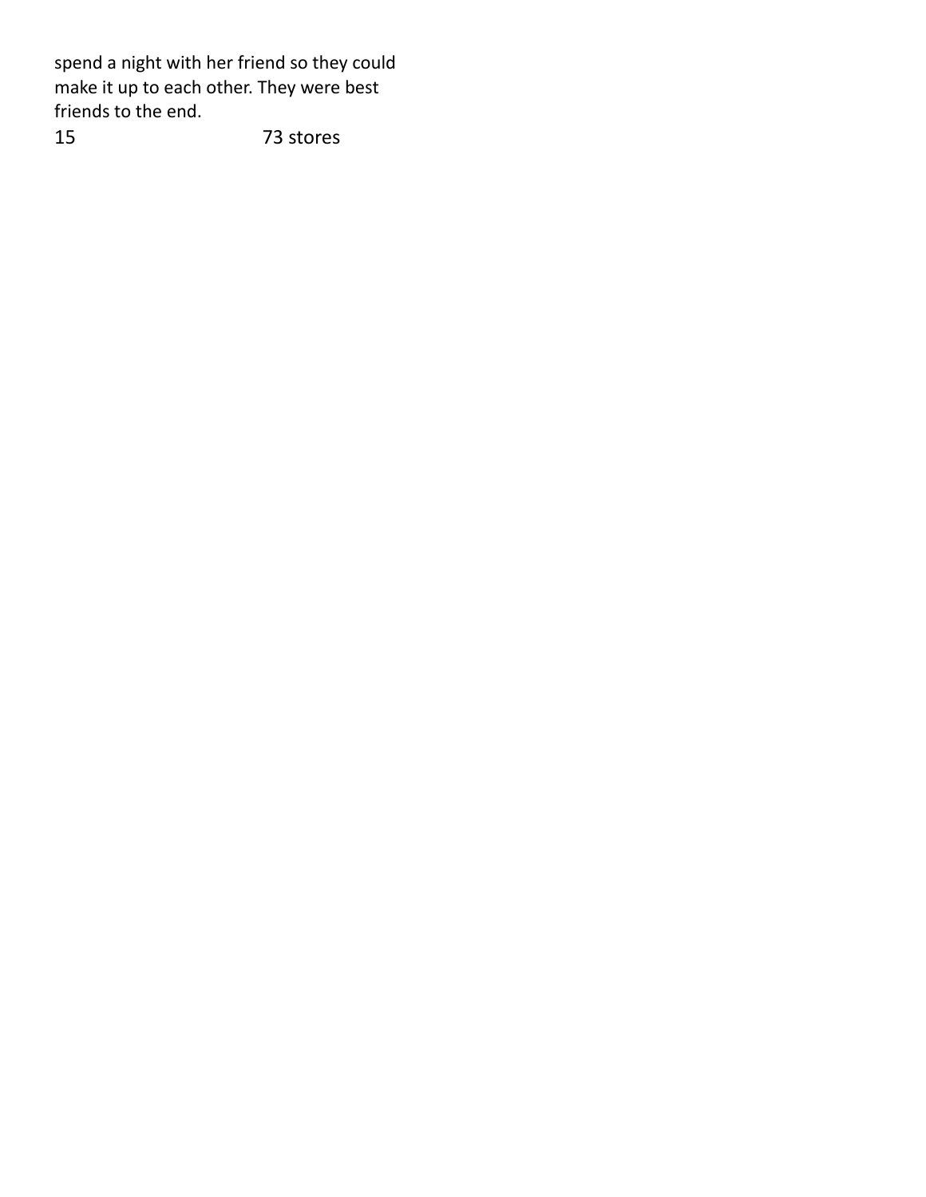spend a night with her friend so they could make it up to each other. They were best friends to the end.

15 73 stores